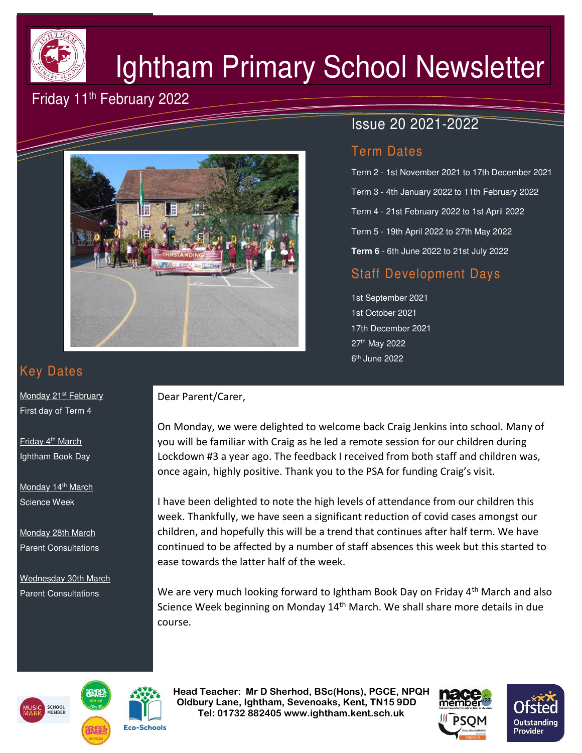# Ightham Primary School Newsletter

Friday 11th February 2022

## Issue 20 2021-2022

### Term Dates

Term 2 - 1st November 2021 to 17th December 2021

Term 3 - 4th January 2022 to 11th February 2022

Term 4 - 21st February 2022 to 1st April 2022

Term 5 - 19th April 2022 to 27th May 2022

**Term 6** - 6th June 2022 to 21st July 2022

### Staff Development Days

1st September 2021
1st October 2021
17th December 2021
27th May 2022
6th June 2022

### Key Dates

Monday 21st February
First day of Term 4

Friday 4th March
Ightham Book Day

Monday 14th March
Science Week

Monday 28th March
Parent Consultations

Wednesday 30th March
Parent Consultations

Dear Parent/Carer,

On Monday, we were delighted to welcome back Craig Jenkins into school. Many of you will be familiar with Craig as he led a remote session for our children during Lockdown #3 a year ago. The feedback I received from both staff and children was, once again, highly positive. Thank you to the PSA for funding Craig's visit.

I have been delighted to note the high levels of attendance from our children this week. Thankfully, we have seen a significant reduction of covid cases amongst our children, and hopefully this will be a trend that continues after half term. We have continued to be affected by a number of staff absences this week but this started to ease towards the latter half of the week.

We are very much looking forward to Ightham Book Day on Friday 4th March and also Science Week beginning on Monday 14th March. We shall share more details in due course.

**Head Teacher: Mr D Sherhod, BSc(Hons), PGCE, NPQH**
**Oldbury Lane, Ightham, Sevenoaks, Kent, TN15 9DD**
**Tel: 01732 882405 www.ightham.kent.sch.uk**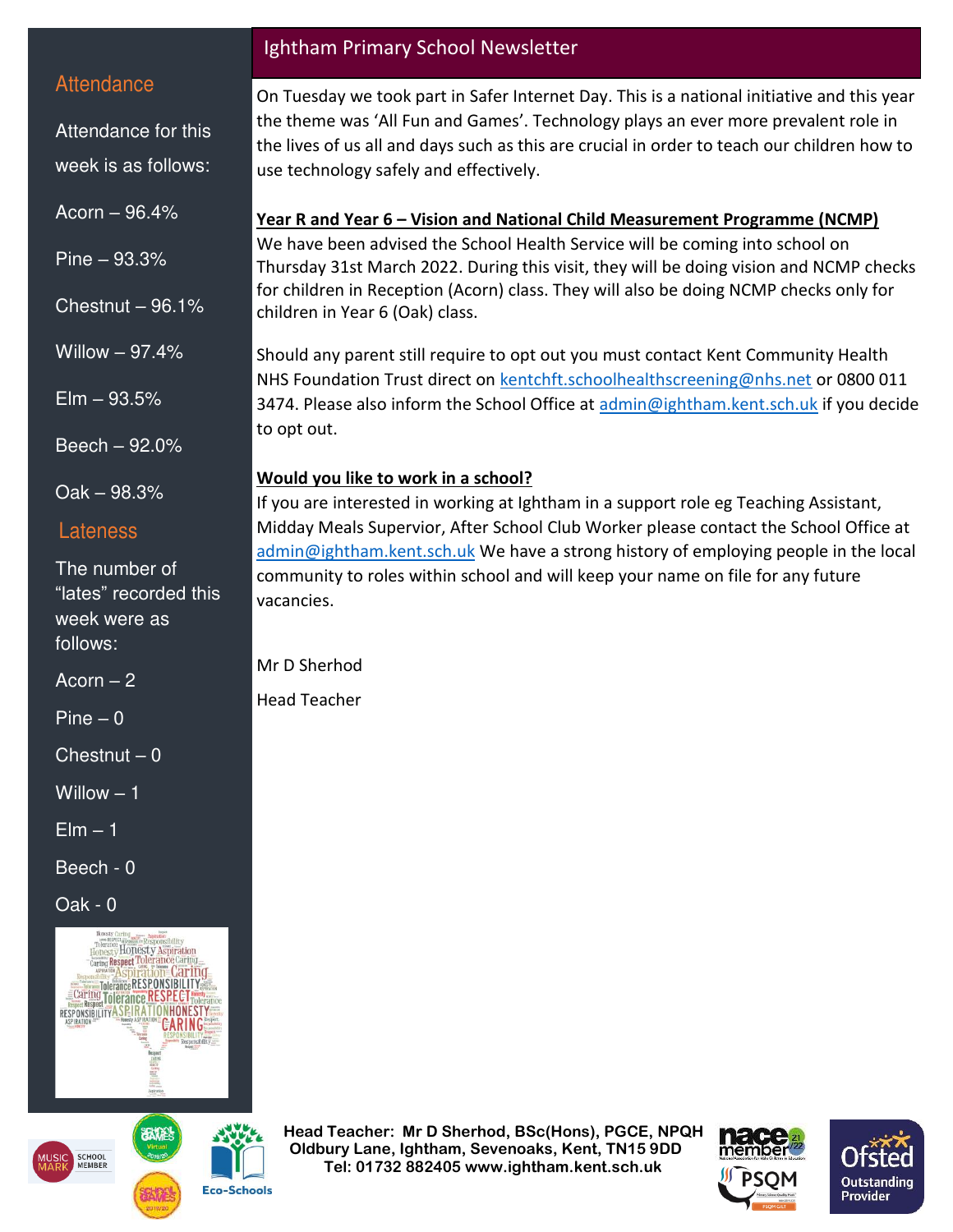## Attendance

Attendance for this week is as follows:

Acorn – 96.4%

Pine – 93.3%

Chestnut – 96.1%

Willow – 97.4%

Elm – 93.5%

Beech – 92.0%

Oak – 98.3%

## Lateness

The number of "lates" recorded this week were as follows:

Acorn – 2

Pine – 0

Chestnut – 0

Willow – 1

Elm – 1

Beech - 0

Oak - 0

# Ightham Primary School Newsletter

On Tuesday we took part in Safer Internet Day. This is a national initiative and this year the theme was 'All Fun and Games'. Technology plays an ever more prevalent role in the lives of us all and days such as this are crucial in order to teach our children how to use technology safely and effectively.

**Year R and Year 6 – Vision and National Child Measurement Programme (NCMP)**

We have been advised the School Health Service will be coming into school on Thursday 31st March 2022. During this visit, they will be doing vision and NCMP checks for children in Reception (Acorn) class. They will also be doing NCMP checks only for children in Year 6 (Oak) class.

Should any parent still require to opt out you must contact Kent Community Health NHS Foundation Trust direct on kentchft.schoolhealthscreening@nhs.net or 0800 011 3474. Please also inform the School Office at admin@ightham.kent.sch.uk if you decide to opt out.

**Would you like to work in a school?**

If you are interested in working at Ightham in a support role eg Teaching Assistant, Midday Meals Supervior, After School Club Worker please contact the School Office at admin@ightham.kent.sch.uk We have a strong history of employing people in the local community to roles within school and will keep your name on file for any future vacancies.

Mr D Sherhod

Head Teacher

**Head Teacher: Mr D Sherhod, BSc(Hons), PGCE, NPQH**
**Oldbury Lane, Ightham, Sevenoaks, Kent, TN15 9DD**
**Tel: 01732 882405 www.ightham.kent.sch.uk**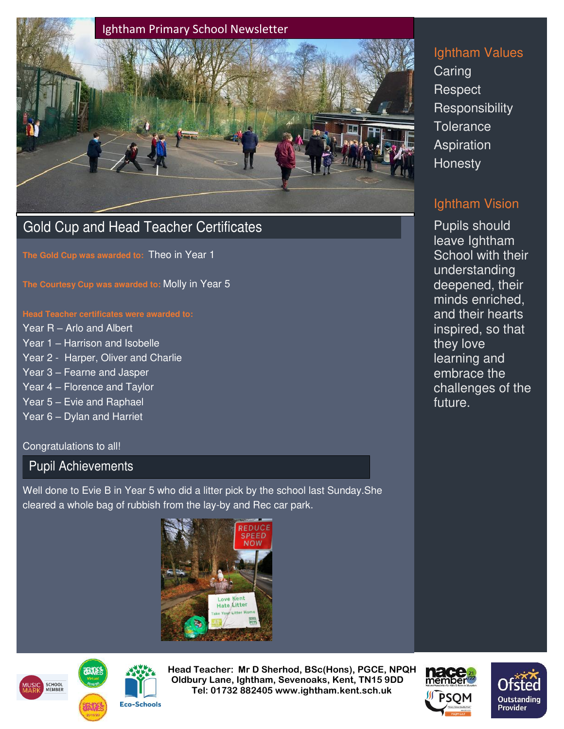Ightham Primary School Newsletter

## Gold Cup and Head Teacher Certificates

**The Gold Cup was awarded to:** Theo in Year 1

**The Courtesy Cup was awarded to:** Molly in Year 5

**Head Teacher certificates were awarded to:**

Year R – Arlo and Albert
Year 1 – Harrison and Isobelle
Year 2 - Harper, Oliver and Charlie
Year 3 – Fearne and Jasper
Year 4 – Florence and Taylor
Year 5 – Evie and Raphael
Year 6 – Dylan and Harriet

Congratulations to all!

## Pupil Achievements

Well done to Evie B in Year 5 who did a litter pick by the school last Sunday.She cleared a whole bag of rubbish from the lay-by and Rec car park.

## Ightham Values

Caring
Respect
Responsibility
Tolerance
Aspiration
Honesty

## Ightham Vision

Pupils should leave Ightham School with their understanding deepened, their minds enriched, and their hearts inspired, so that they love learning and embrace the challenges of the future.

**Head Teacher: Mr D Sherhod, BSc(Hons), PGCE, NPQH**
**Oldbury Lane, Ightham, Sevenoaks, Kent, TN15 9DD**
**Tel: 01732 882405 www.ightham.kent.sch.uk**